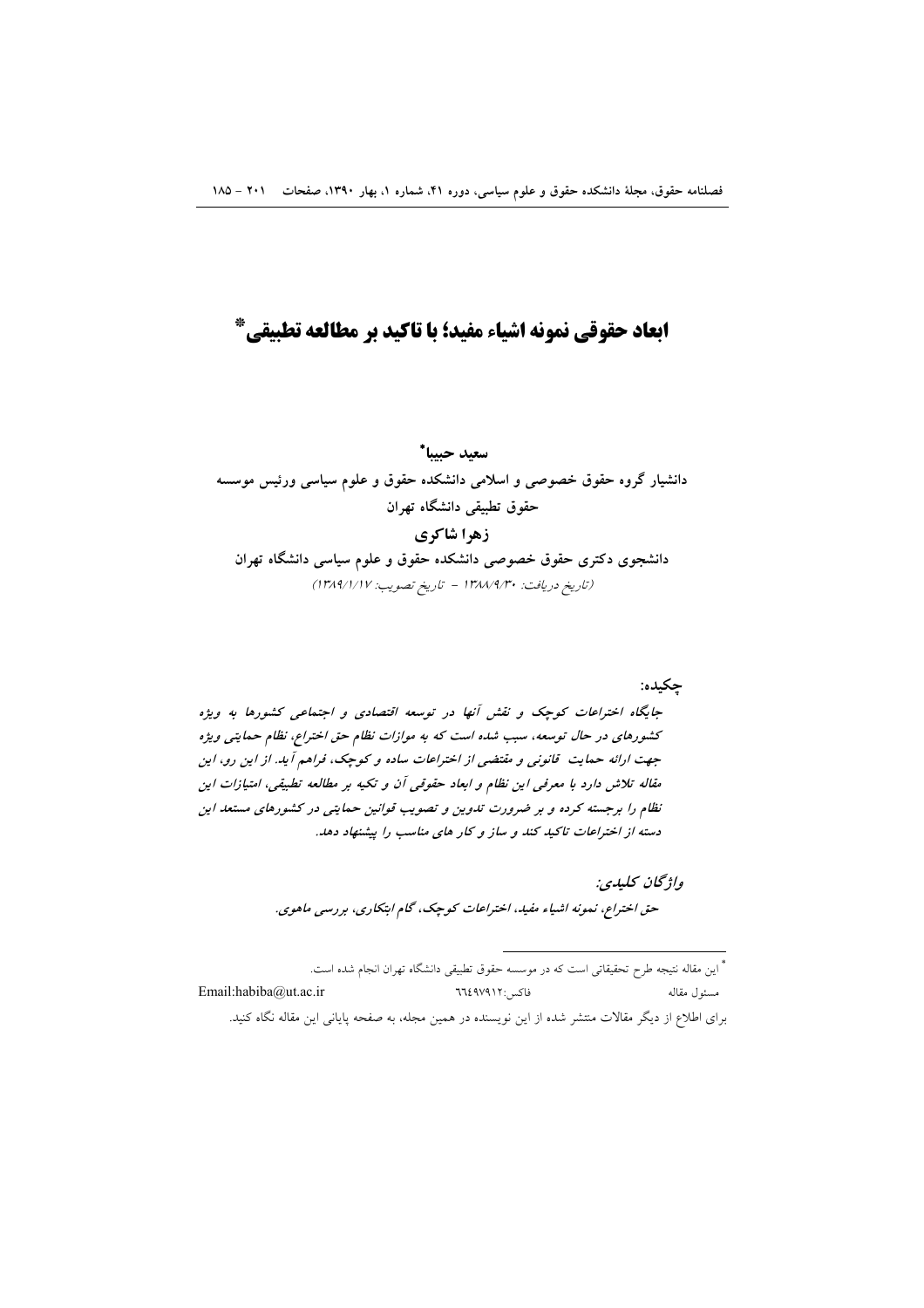# ابعاد حقوقی نمونه اشیاء مفید؛ با تاکید بر مطالعه تطبیقی*

**سعید حبیبا***

**دانشیار گروه حقوق خصوصی و اسلامی دانشکده حقوق و علوم سیاسی ورئیس موسسه حقوق تطبیقی دانشگاه تهران**

**زهرا شاکری**

**دانشجوی دکتری حقوق خصوصی دانشکده حقوق و علوم سیاسی دانشگاه تهران**

*(تاریخ دریافت: ۱۳۸۸/۹/۳۰ - تاریخ تصویب: ۱۳۸۹/۱/۱۷)*

**چکیده:**

***جایگاه اختراعات کوچک و نقش آنها در توسعه اقتصادی و اجتماعی کشورها به ویژه کشورهای در حال توسعه، سبب شده است که به موازات نظام حق اختراع، نظام حمایتی ویژه جهت ارائه حمایت قانونی و مقتضی از اختراعات ساده و کوچک، فراهم آید. از این رو، این مقاله تلاش دارد با معرفی این نظام و ابعاد حقوقی آن و تکیه بر مطالعه تطبیقی، امتیازات این نظام را برجسته کرده و بر ضرورت تدوین و تصویب قوانین حمایتی در کشورهای مستعد این دسته از اختراعات تاکید کند و ساز و کار های مناسب را پیشنهاد دهد.***

***واژگان کلیدی:***

***حق اختراع، نمونه اشیاء مفید، اختراعات کوچک، گام ابتکاری، بررسی ماهوی.***

---

* این مقاله نتیجه طرح تحقیقاتی است که در موسسه حقوق تطبیقی دانشگاه تهران انجام شده است.

مسئول مقاله &nbsp;&nbsp;&nbsp;&nbsp; فاکس:۶۶۴۹۷۹۱۲ &nbsp;&nbsp;&nbsp;&nbsp; Email:habiba@ut.ac.ir

برای اطلاع از دیگر مقالات منتشر شده از این نویسنده در همین مجله، به صفحه پایانی این مقاله نگاه کنید.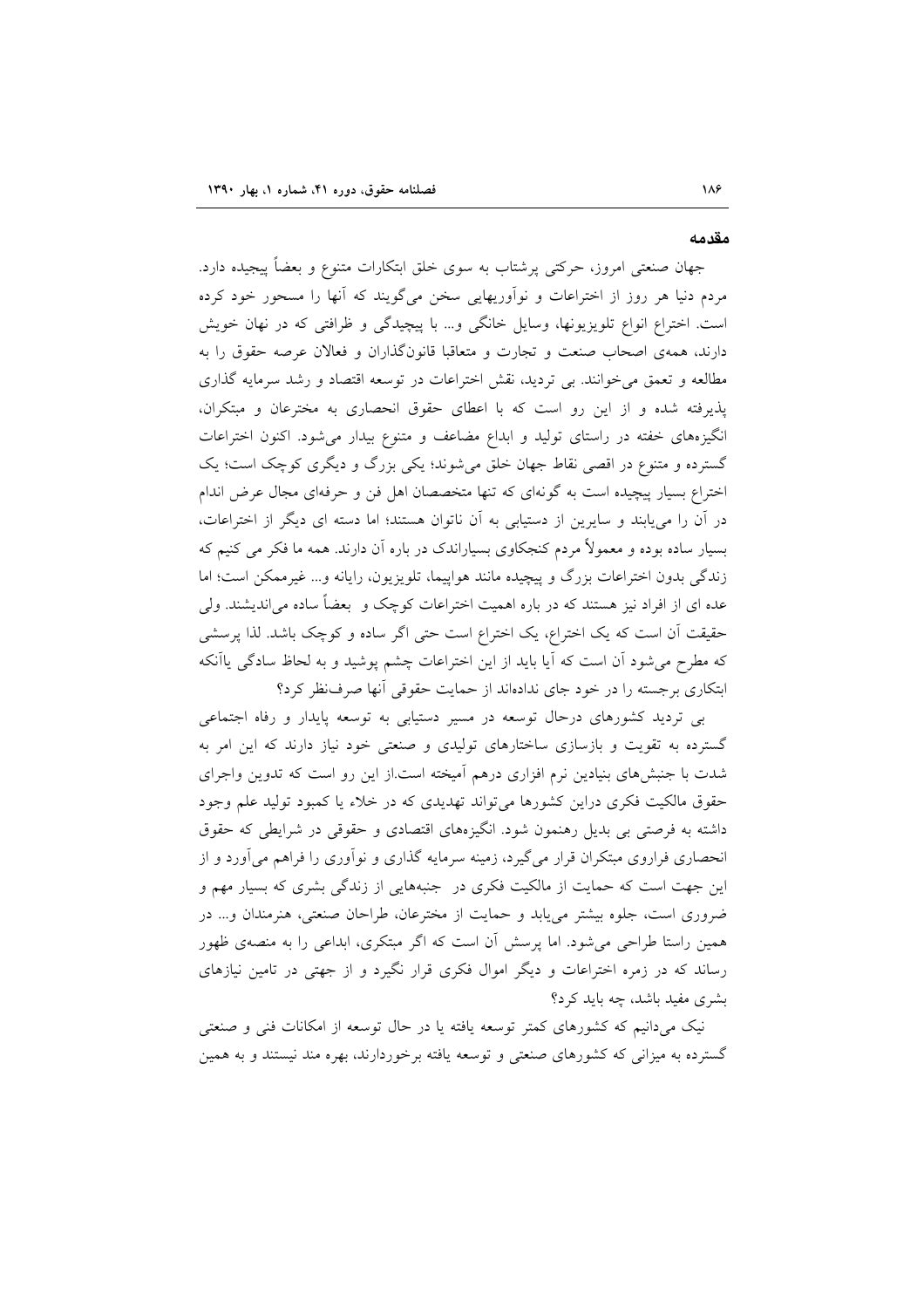## مقدمه

جهان صنعتی امروز، حرکتی پرشتاب به سوی خلق ابتکارات متنوع و بعضاً پیچیده دارد. مردم دنیا هر روز از اختراعات و نوآوریهایی سخن می‌گویند که آنها را مسحور خود کرده است. اختراع انواع تلویزیونها، وسایل خانگی و... با پیچیدگی و ظرافتی که در نهان خویش دارند، همه‌ی اصحاب صنعت و تجارت و متعاقبا قانونگذاران و فعالان عرصه حقوق را به مطالعه و تعمق می‌خوانند. بی تردید، نقش اختراعات در توسعه اقتصاد و رشد سرمایه گذاری پذیرفته شده و از این رو است که با اعطای حقوق انحصاری به مخترعان و مبتکران، انگیزه‌های خفته در راستای تولید و ابداع مضاعف و متنوع بیدار می‌شود. اکنون اختراعات گسترده و متنوع در اقصی نقاط جهان خلق می‌شوند؛ یکی بزرگ و دیگری کوچک است؛ یک اختراع بسیار پیچیده است به گونه‌ای که تنها متخصصان اهل فن و حرفه‌ای مجال عرض اندام در آن را می‌یابند و سایرین از دستیابی به آن ناتوان هستند؛ اما دسته ای دیگر از اختراعات، بسیار ساده بوده و معمولاً مردم کنجکاوی بسیاراندک در باره آن دارند. همه ما فکر می کنیم که زندگی بدون اختراعات بزرگ و پیچیده مانند هواپیما، تلویزیون، رایانه و... غیرممکن است؛ اما عده ای از افراد نیز هستند که در باره اهمیت اختراعات کوچک و بعضاً ساده می‌اندیشند. ولی حقیقت آن است که یک اختراع، یک اختراع است حتی اگر ساده و کوچک باشد. لذا پرسشی که مطرح می‌شود آن است که آیا باید از این اختراعات چشم پوشید و به لحاظ سادگی یاآنکه ابتکاری برجسته را در خود جای نداده‌اند از حمایت حقوقی آنها صرف‌نظر کرد؟

بی تردید کشورهای درحال توسعه در مسیر دستیابی به توسعه پایدار و رفاه اجتماعی گسترده به تقویت و بازسازی ساختارهای تولیدی و صنعتی خود نیاز دارند که این امر به شدت با جنبش‌های بنیادین نرم افزاری درهم آمیخته است.از این رو است که تدوین واجرای حقوق مالکیت فکری دراین کشورها می‌تواند تهدیدی که در خلاء یا کمبود تولید علم وجود داشته به فرصتی بی بدیل رهنمون شود. انگیزه‌های اقتصادی و حقوقی در شرایطی که حقوق انحصاری فراروی مبتکران قرار می‌گیرد، زمینه سرمایه گذاری و نوآوری را فراهم می‌آورد و از این جهت است که حمایت از مالکیت فکری در جنبه‌هایی از زندگی بشری که بسیار مهم و ضروری است، جلوه بیشتر می‌یابد و حمایت از مخترعان، طراحان صنعتی، هنرمندان و... در همین راستا طراحی می‌شود. اما پرسش آن است که اگر مبتکری، ابداعی را به منصه‌ی ظهور رساند که در زمره اختراعات و دیگر اموال فکری قرار نگیرد و از جهتی در تامین نیازهای بشری مفید باشد، چه باید کرد؟

نیک می‌دانیم که کشورهای کمتر توسعه یافته یا در حال توسعه از امکانات فنی و صنعتی گسترده به میزانی که کشورهای صنعتی و توسعه یافته برخوردارند، بهره مند نیستند و به همین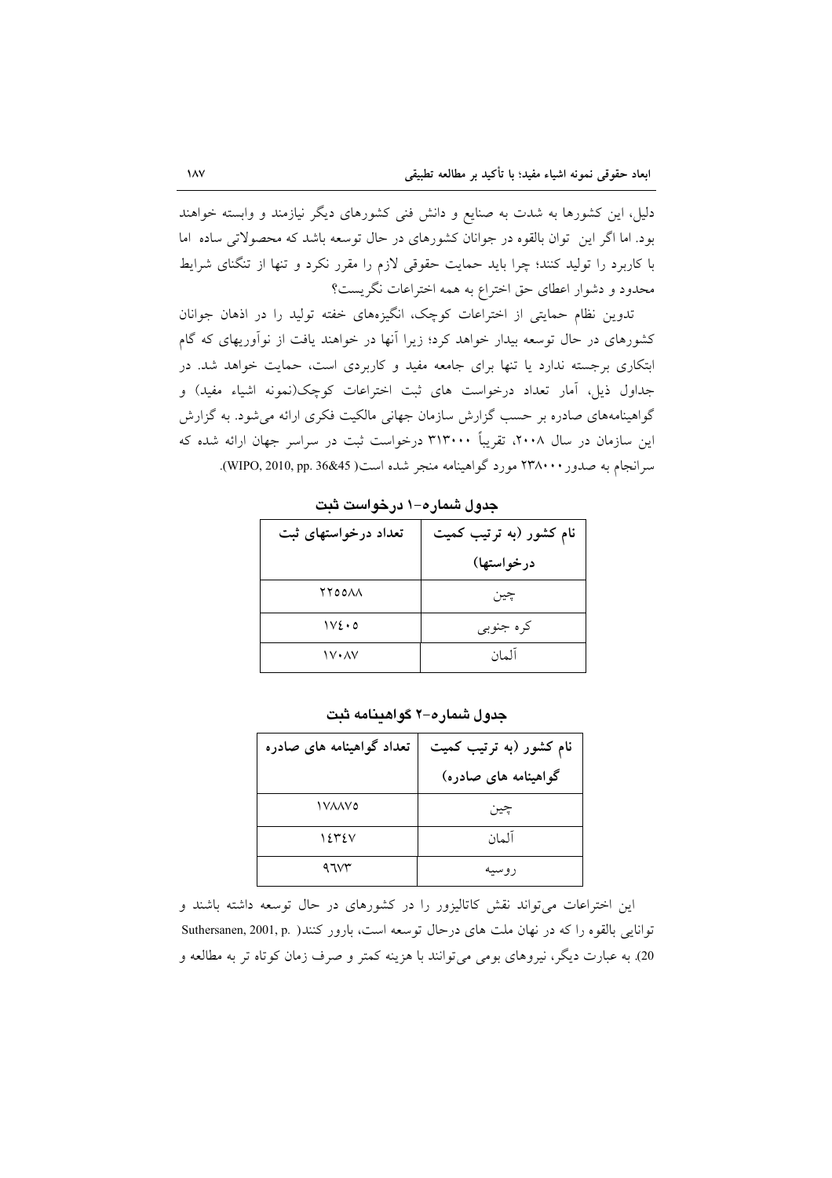دلیل، این کشورها به شدت به صنایع و دانش فنی کشورهای دیگر نیازمند و وابسته خواهند بود. اما اگر این توان بالقوه در جوانان کشورهای در حال توسعه باشد که محصولاتی ساده اما با کاربرد را تولید کنند؛ چرا باید حمایت حقوقی لازم را مقرر نکرد و تنها از تنگنای شرایط محدود و دشوار اعطای حق اختراع به همه اختراعات نگریست؟

تدوین نظام حمایتی از اختراعات کوچک، انگیزه‌های خفته تولید را در اذهان جوانان کشورهای در حال توسعه بیدار خواهد کرد؛ زیرا آنها در خواهند یافت از نوآوریهای که گام ابتکاری برجسته ندارد یا تنها برای جامعه مفید و کاربردی است، حمایت خواهد شد. در جداول ذیل، آمار تعداد درخواست های ثبت اختراعات کوچک(نمونه اشیاء مفید) و گواهینامه‌های صادره بر حسب گزارش سازمان جهانی مالکیت فکری ارائه می‌شود. به گزارش این سازمان در سال ۲۰۰۸، تقریباً ۳۱۳۰۰۰ درخواست ثبت در سراسر جهان ارائه شده که سرانجام به صدور ۲۳۸۰۰۰ مورد گواهینامه منجر شده است( WIPO, 2010, pp. 36&45).

**جدول شماره-۱ درخواست ثبت**

| نام کشور (به ترتیب کمیت درخواستها) | تعداد درخواستهای ثبت |
|---|---|
| چین | ۲۲۵۵۸۸ |
| کره جنوبی | ۱۷۴۰۵ |
| آلمان | ۱۷۰۸۷ |

**جدول شماره-۲ گواهینامه ثبت**

| نام کشور (به ترتیب کمیت گواهینامه های صادره) | تعداد گواهینامه های صادره |
|---|---|
| چین | ۱۷۸۸۷۵ |
| آلمان | ۱۴۳۴۷ |
| روسیه | ۹۶۷۳ |

این اختراعات می‌تواند نقش کاتالیزور را در کشورهای در حال توسعه داشته باشند و توانایی بالقوه را که در نهان ملت های درحال توسعه است، بارور کنند( Suthersanen, 2001, p. 20). به عبارت دیگر، نیروهای بومی می‌توانند با هزینه کمتر و صرف زمان کوتاه تر به مطالعه و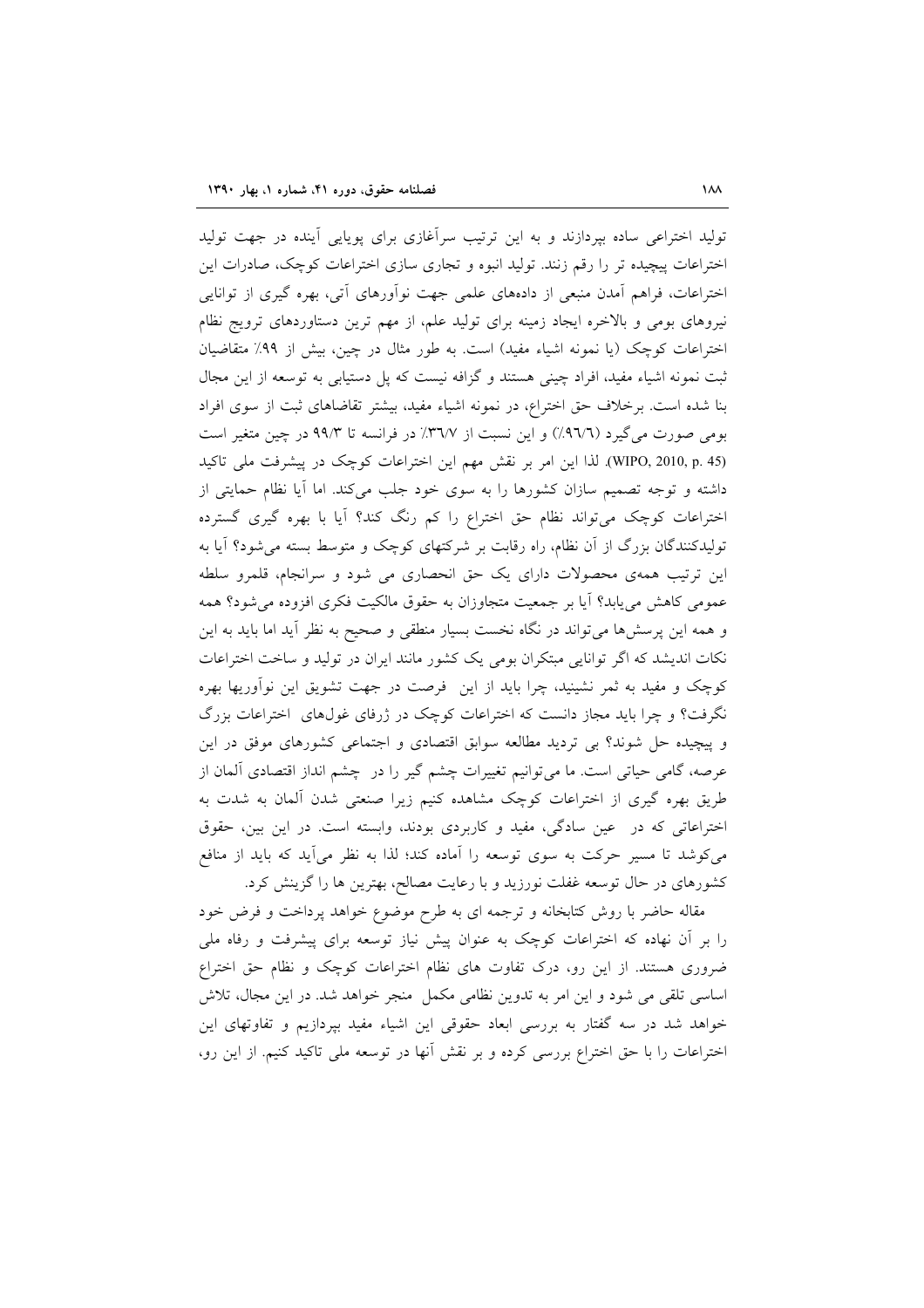تولید اختراعی ساده بپردازند و به این ترتیب سرآغازی برای پویایی آینده در جهت تولید اختراعات پیچیده تر را رقم زنند. تولید انبوه و تجاری سازی اختراعات کوچک، صادرات این اختراعات، فراهم آمدن منبعی از داده‌های علمی جهت نوآورهای آتی، بهره گیری از توانایی نیروهای بومی و بالاخره ایجاد زمینه برای تولید علم، از مهم ترین دستاوردهای ترویج نظام اختراعات کوچک (یا نمونه اشیاء مفید) است. به طور مثال در چین، بیش از ۹۹٪ متقاضیان ثبت نمونه اشیاء مفید، افراد چینی هستند و گزافه نیست که پل دستیابی به توسعه از این مجال بنا شده است. برخلاف حق اختراع، در نمونه اشیاء مفید، بیشتر تقاضاهای ثبت از سوی افراد بومی صورت می‌گیرد (۹۶/۶٪) و این نسبت از ۳۶/۷٪ در فرانسه تا ۹۹/۳ در چین متغیر است (WIPO, 2010, p. 45). لذا این امر بر نقش مهم این اختراعات کوچک در پیشرفت ملی تاکید داشته و توجه تصمیم سازان کشورها را به سوی خود جلب می‌کند. اما آیا نظام حمایتی از اختراعات کوچک می‌تواند نظام حق اختراع را کم رنگ کند؟ آیا با بهره گیری گسترده تولیدکنندگان بزرگ از آن نظام، راه رقابت بر شرکتهای کوچک و متوسط بسته می‌شود؟ آیا به این ترتیب همه‌ی محصولات دارای یک حق انحصاری می شود و سرانجام، قلمرو سلطه عمومی کاهش می‌یابد؟ آیا بر جمعیت متجاوزان به حقوق مالکیت فکری افزوده می‌شود؟ همه و همه این پرسش‌ها می‌تواند در نگاه نخست بسیار منطقی و صحیح به نظر آید اما باید به این نکات اندیشد که اگر توانایی مبتکران بومی یک کشور مانند ایران در تولید و ساخت اختراعات کوچک و مفید به ثمر نشینید، چرا باید از این فرصت در جهت تشویق این نوآوریها بهره نگرفت؟ و چرا باید مجاز دانست که اختراعات کوچک در ژرفای غول‌های اختراعات بزرگ و پیچیده حل شوند؟ بی تردید مطالعه سوابق اقتصادی و اجتماعی کشورهای موفق در این عرصه، گامی حیاتی است. ما می‌توانیم تغییرات چشم گیر را در چشم انداز اقتصادی آلمان از طریق بهره گیری از اختراعات کوچک مشاهده کنیم زیرا صنعتی شدن آلمان به شدت به اختراعاتی که در عین سادگی، مفید و کاربردی بودند، وابسته است. در این بین، حقوق می‌کوشد تا مسیر حرکت به سوی توسعه را آماده کند؛ لذا به نظر می‌آید که باید از منافع کشورهای در حال توسعه غفلت نورزید و با رعایت مصالح، بهترین ها را گزینش کرد.

مقاله حاضر با روش کتابخانه و ترجمه ای به طرح موضوع خواهد پرداخت و فرض خود را بر آن نهاده که اختراعات کوچک به عنوان پیش نیاز توسعه برای پیشرفت و رفاه ملی ضروری هستند. از این رو، درک تفاوت های نظام اختراعات کوچک و نظام حق اختراع اساسی تلقی می شود و این امر به تدوین نظامی مکمل منجر خواهد شد. در این مجال، تلاش خواهد شد در سه گفتار به بررسی ابعاد حقوقی این اشیاء مفید بپردازیم و تفاوتهای این اختراعات را با حق اختراع بررسی کرده و بر نقش آنها در توسعه ملی تاکید کنیم. از این رو،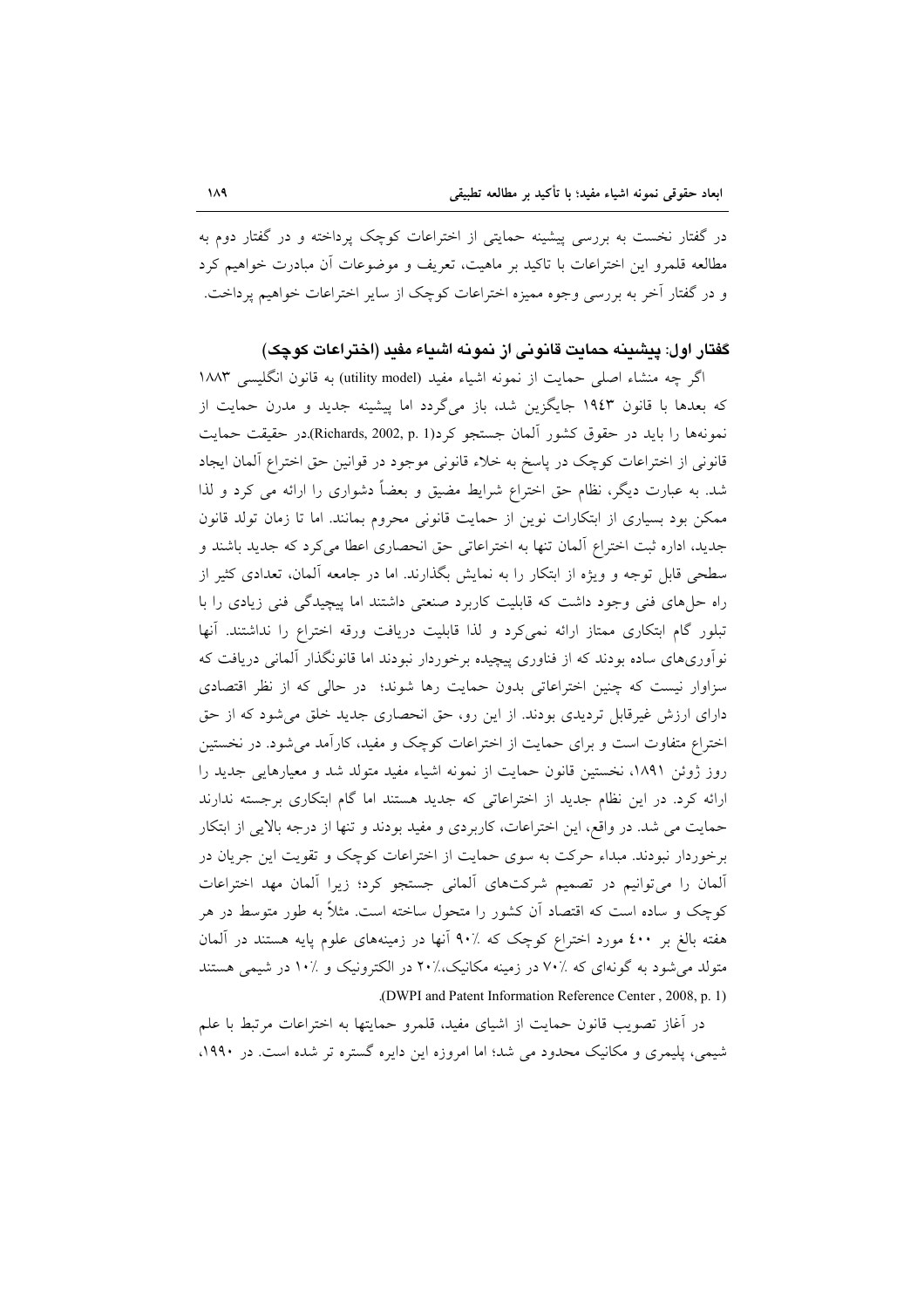در گفتار نخست به بررسی پیشینه حمایتی از اختراعات کوچک پرداخته و در گفتار دوم به مطالعه قلمرو این اختراعات با تاکید بر ماهیت، تعریف و موضوعات آن مبادرت خواهیم کرد و در گفتار آخر به بررسی وجوه ممیزه اختراعات کوچک از سایر اختراعات خواهیم پرداخت.

### گفتار اول: پیشینه حمایت قانونی از نمونه اشیاء مفید (اختراعات کوچک)

اگر چه منشاء اصلی حمایت از نمونه اشیاء مفید (utility model) به قانون انگلیسی ۱۸۸۳ که بعدها با قانون ۱۹۴۳ جایگزین شد، باز می‌گردد اما پیشینه جدید و مدرن حمایت از نمونه‌ها را باید در حقوق کشور آلمان جستجو کرد(Richards, 2002, p. 1).در حقیقت حمایت قانونی از اختراعات کوچک در پاسخ به خلاء قانونی موجود در قوانین حق اختراع آلمان ایجاد شد. به عبارت دیگر، نظام حق اختراع شرایط مضیق و بعضاً دشواری را ارائه می کرد و لذا ممکن بود بسیاری از ابتکارات نوین از حمایت قانونی محروم بمانند. اما تا زمان تولد قانون جدید، اداره ثبت اختراع آلمان تنها به اختراعاتی حق انحصاری اعطا می‌کرد که جدید باشند و سطحی قابل توجه و ویژه از ابتکار را به نمایش بگذارند. اما در جامعه آلمان، تعدادی کثیر از راه حل‌های فنی وجود داشت که قابلیت کاربرد صنعتی داشتند اما پیچیدگی فنی زیادی را با تبلور گام ابتکاری ممتاز ارائه نمی‌کرد و لذا قابلیت دریافت ورقه اختراع را نداشتند. آنها نوآوری‌های ساده بودند که از فناوری پیچیده برخوردار نبودند اما قانونگذار آلمانی دریافت که سزاوار نیست که چنین اختراعاتی بدون حمایت رها شوند؛ در حالی که از نظر اقتصادی دارای ارزش غیرقابل تردیدی بودند. از این رو، حق انحصاری جدید خلق می‌شود که از حق اختراع متفاوت است و برای حمایت از اختراعات کوچک و مفید، کارآمد می‌شود. در نخستین روز ژوئن ۱۸۹۱، نخستین قانون حمایت از نمونه اشیاء مفید متولد شد و معیارهایی جدید را ارائه کرد. در این نظام جدید از اختراعاتی که جدید هستند اما گام ابتکاری برجسته ندارند حمایت می شد. در واقع، این اختراعات، کاربردی و مفید بودند و تنها از درجه بالایی از ابتکار برخوردار نبودند. مبداء حرکت به سوی حمایت از اختراعات کوچک و تقویت این جریان در آلمان را می‌توانیم در تصمیم شرکت‌های آلمانی جستجو کرد؛ زیرا آلمان مهد اختراعات کوچک و ساده است که اقتصاد آن کشور را متحول ساخته است. مثلاً به طور متوسط در هر هفته بالغ بر ٤٠٠ مورد اختراع کوچک که ٩٠٪ آنها در زمینه‌های علوم پایه هستند در آلمان متولد می‌شود به گونه‌ای که ٧٠٪ در زمینه مکانیک،٢٠٪ در الکترونیک و ١٠٪ در شیمی هستند (DWPI and Patent Information Reference Center , 2008, p. 1).

در آغاز تصویب قانون حمایت از اشیای مفید، قلمرو حمایتها به اختراعات مرتبط با علم شیمی، پلیمری و مکانیک محدود می شد؛ اما امروزه این دایره گسترده تر شده است. در ۱۹۹۰،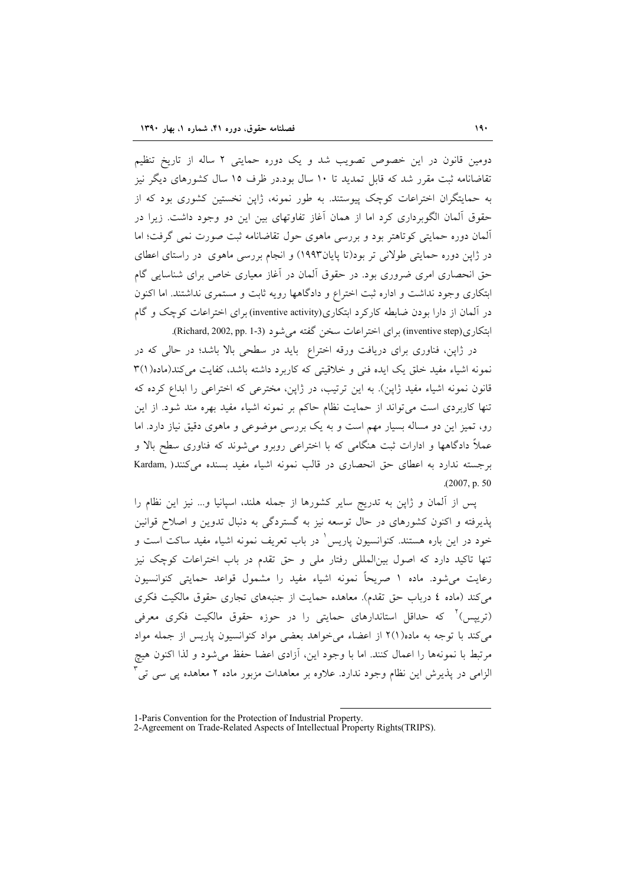دومین قانون در این خصوص تصویب شد و یک دوره حمایتی ۲ ساله از تاریخ تنظیم تقاضانامه ثبت مقرر شد که قابل تمدید تا ۱۰ سال بود.در ظرف ۱۵ سال کشورهای دیگر نیز به حمایتگران اختراعات کوچک پیوستند. به طور نمونه، ژاپن نخستین کشوری بود که از حقوق آلمان الگوبرداری کرد اما از همان آغاز تفاوتهای بین این دو وجود داشت. زیرا در آلمان دوره حمایتی کوتاهتر بود و بررسی ماهوی حول تقاضانامه ثبت صورت نمی گرفت؛ اما در ژاپن دوره حمایتی طولانی تر بود(تا پایان۱۹۹۳) و انجام بررسی ماهوی در راستای اعطای حق انحصاری امری ضروری بود. در حقوق آلمان در آغاز معیاری خاص برای شناسایی گام ابتکاری وجود نداشت و اداره ثبت اختراع و دادگاهها رویه ثابت و مستمری نداشتند. اما اکنون در آلمان از دارا بودن ضابطه کارکرد ابتکاری(inventive activity) برای اختراعات کوچک و گام ابتکاری(inventive step) برای اختراعات سخن گفته می‌شود (Richard, 2002, pp. 1-3).

در ژاپن، فناوری برای دریافت ورقه اختراع باید در سطحی بالا باشد؛ در حالی که در نمونه اشیاء مفید خلق یک ایده فنی و خلاقیتی که کاربرد داشته باشد، کفایت می‌کند(ماده(۱)۳ قانون نمونه اشیاء مفید ژاپن). به این ترتیب، در ژاپن، مخترعی که اختراعی را ابداع کرده که تنها کاربردی است می‌تواند از حمایت نظام حاکم بر نمونه اشیاء مفید بهره مند شود. از این رو، تمیز این دو مساله بسیار مهم است و به یک بررسی موضوعی و ماهوی دقیق نیاز دارد. اما عملاً دادگاهها و ادارات ثبت هنگامی که با اختراعی روبرو می‌شوند که فناوری سطح بالا و برجسته ندارد به اعطای حق انحصاری در قالب نمونه اشیاء مفید بسنده می‌کنند( Kardam, 2007, p. 50).

پس از آلمان و ژاپن به تدریج سایر کشورها از جمله هلند، اسپانیا و... نیز این نظام را پذیرفته و اکنون کشورهای در حال توسعه نیز به گستردگی به دنبال تدوین و اصلاح قوانین خود در این باره هستند. کنوانسیون پاریس[1] در باب تعریف نمونه اشیاء مفید ساکت است و تنها تاکید دارد که اصول بین‌المللی رفتار ملی و حق تقدم در باب اختراعات کوچک نیز رعایت می‌شود. ماده ۱ صریحاً نمونه اشیاء مفید را مشمول قواعد حمایتی کنوانسیون می‌کند (ماده ٤ درباب حق تقدم). معاهده حمایت از جنبه‌های تجاری حقوق مالکیت فکری (تریپس)[2] که حداقل استانداردهای حمایتی را در حوزه حقوق مالکیت فکری معرفی می‌کند با توجه به ماده(۱)۲ از اعضاء می‌خواهد بعضی مواد کنوانسیون پاریس از جمله مواد مرتبط با نمونه‌ها را اعمال کنند. اما با وجود این، آزادی اعضا حفظ می‌شود و لذا اکنون هیچ الزامی در پذیرش این نظام وجود ندارد. علاوه بر معاهدات مزبور ماده ۲ معاهده پی سی تی[3]

---

1-Paris Convention for the Protection of Industrial Property.

2-Agreement on Trade-Related Aspects of Intellectual Property Rights(TRIPS).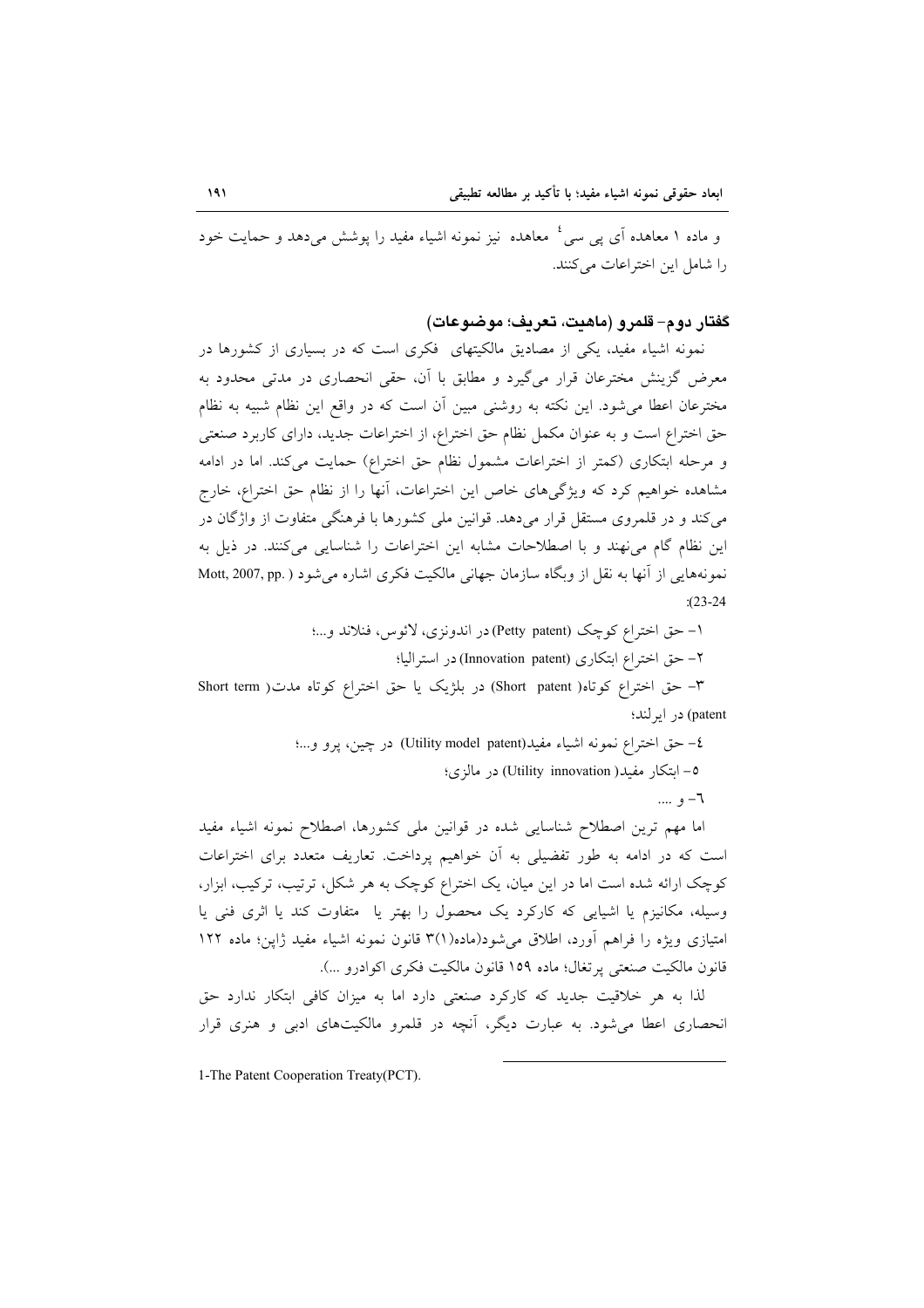و ماده ۱ معاهده آی پی سی[4] معاهده نیز نمونه اشیاء مفید را پوشش می‌دهد و حمایت خود را شامل این اختراعات می‌کنند.

## گفتار دوم- قلمرو (ماهیت، تعریف؛ موضوعات)

نمونه اشیاء مفید، یکی از مصادیق مالکیتهای فکری است که در بسیاری از کشورها در معرض گزینش مخترعان قرار می‌گیرد و مطابق با آن، حقی انحصاری در مدتی محدود به مخترعان اعطا می‌شود. این نکته به روشنی مبین آن است که در واقع این نظام شبیه به نظام حق اختراع است و به عنوان مکمل نظام حق اختراع، از اختراعات جدید، دارای کاربرد صنعتی و مرحله ابتکاری (کمتر از اختراعات مشمول نظام حق اختراع) حمایت می‌کند. اما در ادامه مشاهده خواهیم کرد که ویژگی‌های خاص این اختراعات، آنها را از نظام حق اختراع، خارج می‌کند و در قلمروی مستقل قرار می‌دهد. قوانین ملی کشورها با فرهنگی متفاوت از واژگان در این نظام گام می‌نهند و با اصطلاحات مشابه این اختراعات را شناسایی می‌کنند. در ذیل به نمونه‌هایی از آنها به نقل از وبگاه سازمان جهانی مالکیت فکری اشاره می‌شود (Mott, 2007, pp. 23-24):

۱- حق اختراع کوچک (Petty patent) در اندونزی، لائوس، فنلاند و...؛

۲- حق اختراع ابتکاری (Innovation patent) در استرالیا؛

۳- حق اختراع کوتاه( Short patent) در بلژیک یا حق اختراع کوتاه مدت( Short term patent) در ایرلند؛

۴- حق اختراع نمونه اشیاء مفید(Utility model patent) در چین، پرو و...؛

۵- ابتکار مفید( Utility innovation) در مالزی؛

۶- و ....

اما مهم ترین اصطلاح شناسایی شده در قوانین ملی کشورها، اصطلاح نمونه اشیاء مفید است که در ادامه به طور تفصیلی به آن خواهیم پرداخت. تعاریف متعدد برای اختراعات کوچک ارائه شده است اما در این میان، یک اختراع کوچک به هر شکل، ترتیب، ترکیب، ابزار، وسیله، مکانیزم یا اشیایی که کارکرد یک محصول را بهتر یا متفاوت کند یا اثری فنی یا امتیازی ویژه را فراهم آورد، اطلاق می‌شود(ماده(۱)۳ قانون نمونه اشیاء مفید ژاپن؛ ماده ۱۲۲ قانون مالکیت صنعتی پرتغال؛ ماده ۱۵۹ قانون مالکیت فکری اکوادرو ...).

لذا به هر خلاقیت جدید که کارکرد صنعتی دارد اما به میزان کافی ابتکار ندارد حق انحصاری اعطا می‌شود. به عبارت دیگر، آنچه در قلمرو مالکیت‌های ادبی و هنری قرار

---

1-The Patent Cooperation Treaty(PCT).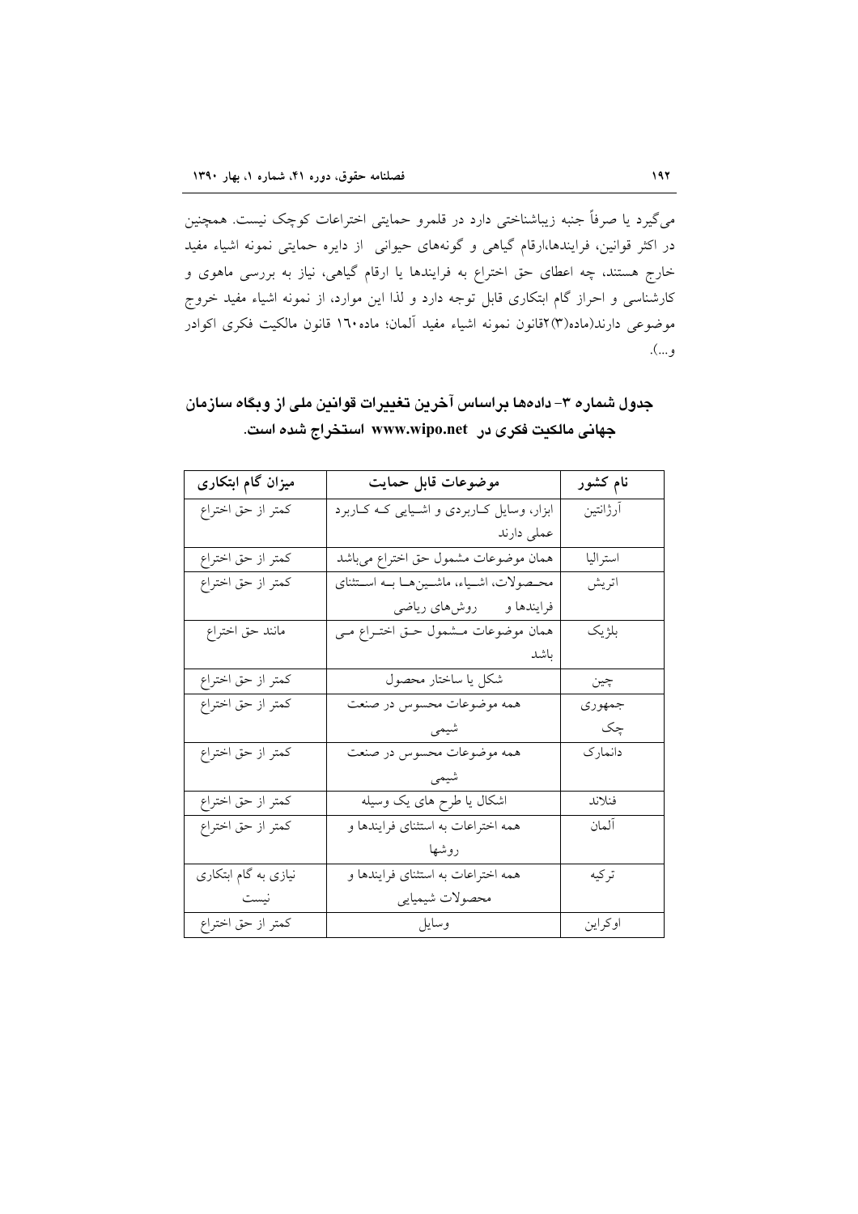می‌گیرد یا صرفاً جنبه زیباشناختی دارد در قلمرو حمایتی اختراعات کوچک نیست. همچنین در اکثر قوانین، فرایندها،ارقام گیاهی و گونه‌های حیوانی از دایره حمایتی نمونه اشیاء مفید خارج هستند، چه اعطای حق اختراع به فرایندها یا ارقام گیاهی، نیاز به بررسی ماهوی و کارشناسی و احراز گام ابتکاری قابل توجه دارد و لذا این موارد، از نمونه اشیاء مفید خروج موضوعی دارند(ماده(۳)۲قانون نمونه اشیاء مفید آلمان؛ ماده۱۶۰ قانون مالکیت فکری اکوادر و...).

**جدول شماره ۳- داده‌ها براساس آخرین تغییرات قوانین ملی از وبگاه سازمان جهانی مالکیت فکری در www.wipo.net استخراج شده است.**

| نام کشور | موضوعات قابل حمایت | میزان گام ابتکاری |
|---|---|---|
| آرژانتین | ابزار، وسایل کاربردی و اشیایی که کاربرد عملی دارند | کمتر از حق اختراع |
| استرالیا | همان موضوعات مشمول حق اختراع می‌باشد | کمتر از حق اختراع |
| اتریش | محصولات، اشیاء، ماشین‌ها به استثنای فرایندها و روش‌های ریاضی | کمتر از حق اختراع |
| بلژیک | همان موضوعات مشمول حق اختراع می باشد | مانند حق اختراع |
| چین | شکل یا ساختار محصول | کمتر از حق اختراع |
| جمهوری چک | همه موضوعات محسوس در صنعت شیمی | کمتر از حق اختراع |
| دانمارک | همه موضوعات محسوس در صنعت شیمی | کمتر از حق اختراع |
| فنلاند | اشکال یا طرح های یک وسیله | کمتر از حق اختراع |
| آلمان | همه اختراعات به استثنای فرایندها و روشها | کمتر از حق اختراع |
| ترکیه | همه اختراعات به استثنای فرایندها و محصولات شیمیایی | نیازی به گام ابتکاری نیست |
| اوکراین | وسایل | کمتر از حق اختراع |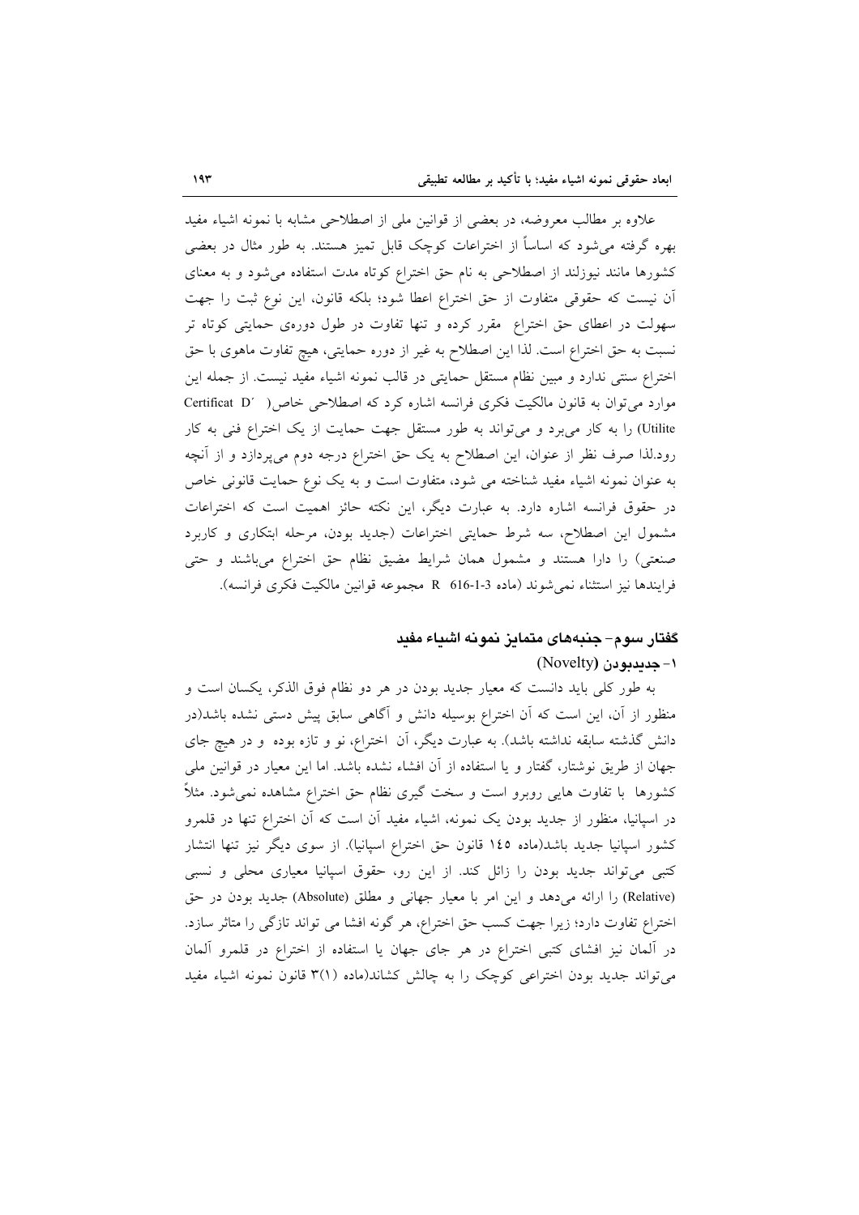علاوه بر مطالب معروضه، در بعضی از قوانین ملی از اصطلاحی مشابه با نمونه اشیاء مفید بهره گرفته می‌شود که اساساً از اختراعات کوچک قابل تمیز هستند. به طور مثال در بعضی کشورها مانند نیوزلند از اصطلاحی به نام حق اختراع کوتاه مدت استفاده می‌شود و به معنای آن نیست که حقوقی متفاوت از حق اختراع اعطا شود؛ بلکه قانون، این نوع ثبت را جهت سهولت در اعطای حق اختراع مقرر کرده و تنها تفاوت در طول دوره‌ی حمایتی کوتاه تر نسبت به حق اختراع است. لذا این اصطلاح به غیر از دوره حمایتی، هیچ تفاوت ماهوی با حق اختراع سنتی ندارد و مبین نظام مستقل حمایتی در قالب نمونه اشیاء مفید نیست. از جمله این موارد می‌توان به قانون مالکیت فکری فرانسه اشاره کرد که اصطلاحی خاص( Certificat D΄ Utilite) را به کار می‌برد و می‌تواند به طور مستقل جهت حمایت از یک اختراع فنی به کار رود.لذا صرف نظر از عنوان، این اصطلاح به یک حق اختراع درجه دوم می‌پردازد و از آنچه به عنوان نمونه اشیاء مفید شناخته می شود، متفاوت است و به یک نوع حمایت قانونی خاص در حقوق فرانسه اشاره دارد. به عبارت دیگر، این نکته حائز اهمیت است که اختراعات مشمول این اصطلاح، سه شرط حمایتی اختراعات (جدید بودن، مرحله ابتکاری و کاربرد صنعتی) را دارا هستند و مشمول همان شرایط مضیق نظام حق اختراع می‌باشند و حتی فرایندها نیز استثناء نمی‌شوند (ماده R 616-1-3 مجموعه قوانین مالکیت فکری فرانسه).

## گفتار سوم- جنبه‌های متمایز نمونه اشیاء مفید

### ۱- جدیدبودن (Novelty)

به طور کلی باید دانست که معیار جدید بودن در هر دو نظام فوق الذکر، یکسان است و منظور از آن، این است که آن اختراع بوسیله دانش و آگاهی سابق پیش دستی نشده باشد(در دانش گذشته سابقه نداشته باشد). به عبارت دیگر، آن اختراع، نو و تازه بوده و در هیچ جای جهان از طریق نوشتار، گفتار و یا استفاده از آن افشاء نشده باشد. اما این معیار در قوانین ملی کشورها با تفاوت هایی روبرو است و سخت گیری نظام حق اختراع مشاهده نمی‌شود. مثلاً در اسپانیا، منظور از جدید بودن یک نمونه، اشیاء مفید آن است که آن اختراع تنها در قلمرو کشور اسپانیا جدید باشد(ماده ١٤٥ قانون حق اختراع اسپانیا). از سوی دیگر نیز تنها انتشار کتبی می‌تواند جدید بودن را زائل کند. از این رو، حقوق اسپانیا معیاری محلی و نسبی (Relative) را ارائه می‌دهد و این امر با معیار جهانی و مطلق (Absolute) جدید بودن در حق اختراع تفاوت دارد؛ زیرا جهت کسب حق اختراع، هر گونه افشا می تواند تازگی را متاثر سازد. در آلمان نیز افشای کتبی اختراع در هر جای جهان یا استفاده از اختراع در قلمرو آلمان می‌تواند جدید بودن اختراعی کوچک را به چالش کشاند(ماده ٣(١) قانون نمونه اشیاء مفید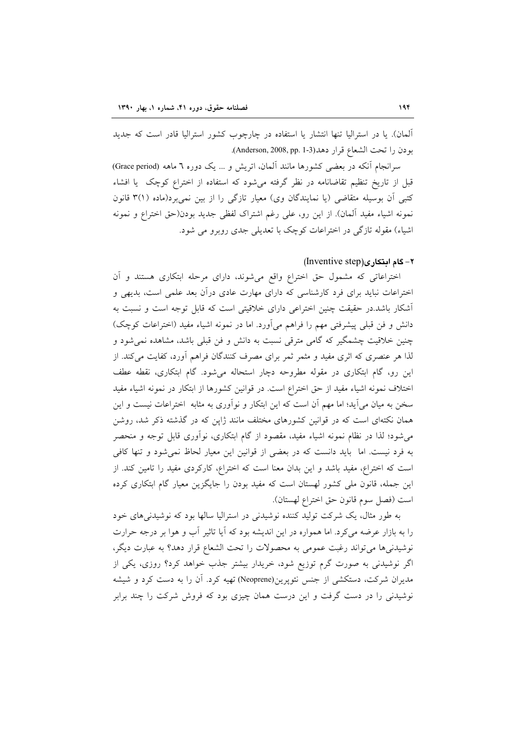آلمان). یا در استرالیا تنها انتشار یا استفاده در چارچوب کشور استرالیا قادر است که جدید بودن را تحت الشعاع قرار دهد(Anderson, 2008, pp. 1-3).

سرانجام آنکه در بعضی کشورها مانند آلمان، اتریش و ... یک دوره ٦ ماهه (Grace period) قبل از تاریخ تنظیم تقاضانامه در نظر گرفته می‌شود که استفاده از اختراع کوچک یا افشاء کتبی آن بوسیله متقاضی (یا نمایندگان وی) معیار تازگی را از بین نمی‌برد(ماده (۱)۳ قانون نمونه اشیاء مفید آلمان). از این رو، علی رغم اشتراک لفظی جدید بودن(حق اختراع و نمونه اشیاء) مقوله تازگی در اختراعات کوچک با تعدیلی جدی روبرو می شود.

### ۲- گام ابتکاری(Inventive step)

اختراعاتی که مشمول حق اختراع واقع می‌شوند، دارای مرحله ابتکاری هستند و آن اختراعات نباید برای فرد کارشناسی که دارای مهارت عادی درآن بعد علمی است، بدیهی و آشکار باشد.در حقیقت چنین اختراعی دارای خلاقیتی است که قابل توجه است و نسبت به دانش و فن قبلی پیشرفتی مهم را فراهم می‌آورد. اما در نمونه اشیاء مفید (اختراعات کوچک) چنین خلاقیت چشمگیر که گامی مترقی نسبت به دانش و فن قبلی باشد، مشاهده نمی‌شود و لذا هر عنصری که اثری مفید و مثمر ثمر برای مصرف کنندگان فراهم آورد، کفایت می‌کند. از این رو، گام ابتکاری در مقوله مطروحه دچار استحاله می‌شود. گام ابتکاری، نقطه عطف اختلاف نمونه اشیاء مفید از حق اختراع است. در قوانین کشورها از ابتکار در نمونه اشیاء مفید سخن به میان می‌آید؛ اما مهم آن است که این ابتکار و نوآوری به مثابه اختراعات نیست و این همان نکته‌ای است که در قوانین کشورهای مختلف مانند ژاپن که در گذشته ذکر شد، روشن می‌شود؛ لذا در نظام نمونه اشیاء مفید، مقصود از گام ابتکاری، نوآوری قابل توجه و منحصر به فرد نیست. اما باید دانست که در بعضی از قوانین این معیار لحاظ نمی‌شود و تنها کافی است که اختراع، مفید باشد و این بدان معنا است که اختراع، کارکردی مفید را تامین کند. از این جمله، قانون ملی کشور لهستان است که مفید بودن را جایگزین معیار گام ابتکاری کرده است (فصل سوم قانون حق اختراع لهستان).

به طور مثال، یک شرکت تولید کننده نوشیدنی در استرالیا سالها بود که نوشیدنی‌های خود را به بازار عرضه می‌کرد. اما همواره در این اندیشه بود که آیا تاثیر آب و هوا بر درجه حرارت نوشیدنی‌ها می‌تواند رغبت عمومی به محصولات را تحت الشعاع قرار دهد؟ به عبارت دیگر، اگر نوشیدنی به صورت گرم توزیع شود، خریدار بیشتر جذب خواهد کرد؟ روزی، یکی از مدیران شرکت، دستکشی از جنس نئوپرین(Neoprene) تهیه کرد. آن را به دست کرد و شیشه نوشیدنی را در دست گرفت و این درست همان چیزی بود که فروش شرکت را چند برابر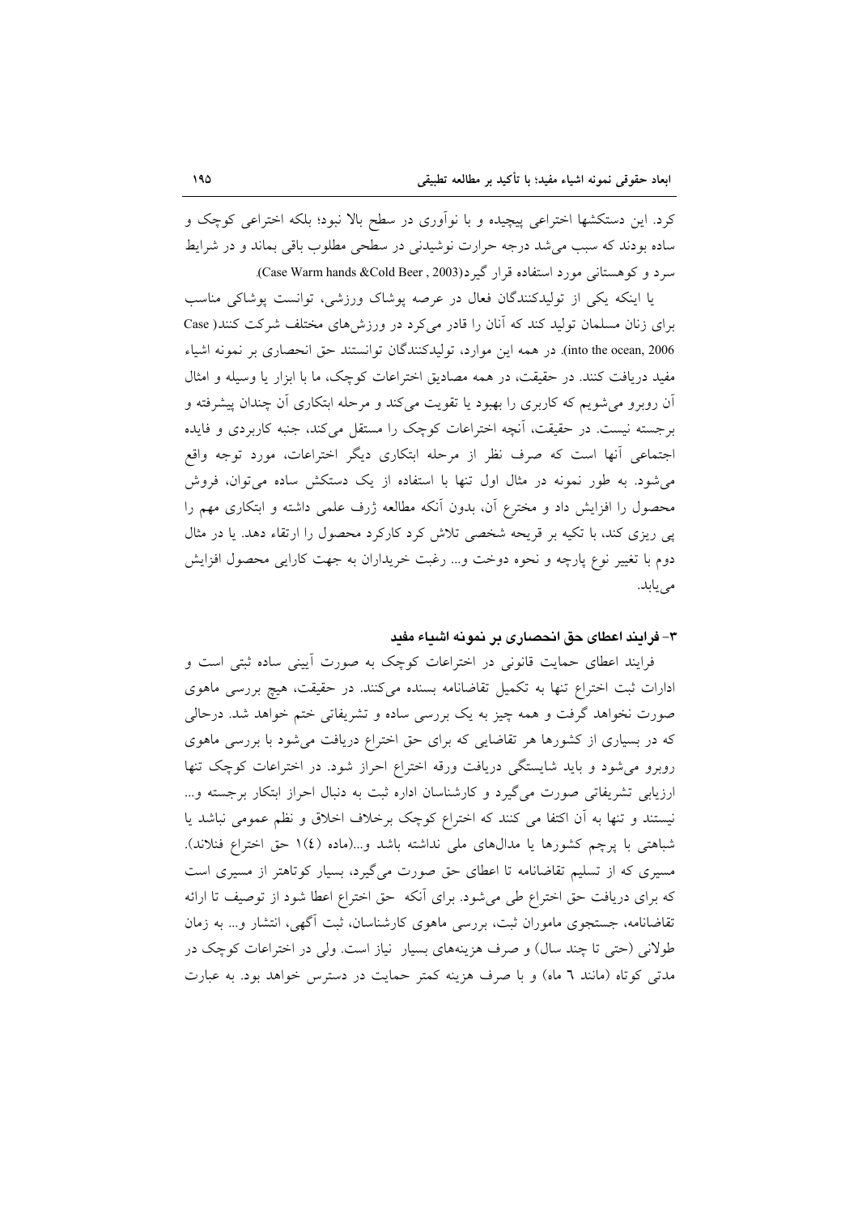کرد. این دستکشها اختراعی پیچیده و با نوآوری در سطح بالا نبود؛ بلکه اختراعی کوچک و ساده بودند که سبب می‌شد درجه حرارت نوشیدنی در سطحی مطلوب باقی بماند و در شرایط سرد و کوهستانی مورد استفاده قرار گیرد(Case Warm hands &Cold Beer , 2003).

یا اینکه یکی از تولیدکنندگان فعال در عرصه پوشاک ورزشی، توانست پوشاکی مناسب برای زنان مسلمان تولید کند که آنان را قادر می‌کرد در ورزش‌های مختلف شرکت کنند( Case into the ocean, 2006). در همه این موارد، تولیدکنندگان توانستند حق انحصاری بر نمونه اشیاء مفید دریافت کنند. در حقیقت، در همه مصادیق اختراعات کوچک، ما با ابزار یا وسیله و امثال آن روبرو می‌شویم که کاربری را بهبود یا تقویت می‌کند و مرحله ابتکاری آن چندان پیشرفته و برجسته نیست. در حقیقت، آنچه اختراعات کوچک را مستقل می‌کند، جنبه کاربردی و فایده اجتماعی آنها است که صرف نظر از مرحله ابتکاری دیگر اختراعات، مورد توجه واقع می‌شود. به طور نمونه در مثال اول تنها با استفاده از یک دستکش ساده می‌توان، فروش محصول را افزایش داد و مخترع آن، بدون آنکه مطالعه ژرف علمی داشته و ابتکاری مهم را پی ریزی کند، با تکیه بر قریحه شخصی تلاش کرد کارکرد محصول را ارتقاء دهد. یا در مثال دوم با تغییر نوع پارچه و نحوه دوخت و... رغبت خریداران به جهت کارایی محصول افزایش می‌یابد.

### ۳- فرایند اعطای حق انحصاری بر نمونه اشیاء مفید

فرایند اعطای حمایت قانونی در اختراعات کوچک به صورت آیینی ساده ثبتی است و ادارات ثبت اختراع تنها به تکمیل تقاضانامه بسنده می‌کنند. در حقیقت، هیچ بررسی ماهوی صورت نخواهد گرفت و همه چیز به یک بررسی ساده و تشریفاتی ختم خواهد شد. درحالی که در بسیاری از کشورها هر تقاضایی که برای حق اختراع دریافت می‌شود با بررسی ماهوی روبرو می‌شود و باید شایستگی دریافت ورقه اختراع احراز شود. در اختراعات کوچک تنها ارزیابی تشریفاتی صورت می‌گیرد و کارشناسان اداره ثبت به دنبال احراز ابتکار برجسته و... نیستند و تنها به آن اکتفا می کنند که اختراع کوچک برخلاف اخلاق و نظم عمومی نباشد یا شباهتی با پرچم کشورها یا مدال‌های ملی نداشته باشد و...(ماده (٤)١ حق اختراع فنلاند). مسیری که از تسلیم تقاضانامه تا اعطای حق صورت می‌گیرد، بسیار کوتاهتر از مسیری است که برای دریافت حق اختراع طی می‌شود. برای آنکه حق اختراع اعطا شود از توصیف تا ارائه تقاضانامه، جستجوی ماموران ثبت، بررسی ماهوی کارشناسان، ثبت آگهی، انتشار و... به زمان طولانی (حتی تا چند سال) و صرف هزینه‌های بسیار نیاز است. ولی در اختراعات کوچک در مدتی کوتاه (مانند ٦ ماه) و با صرف هزینه کمتر حمایت در دسترس خواهد بود. به عبارت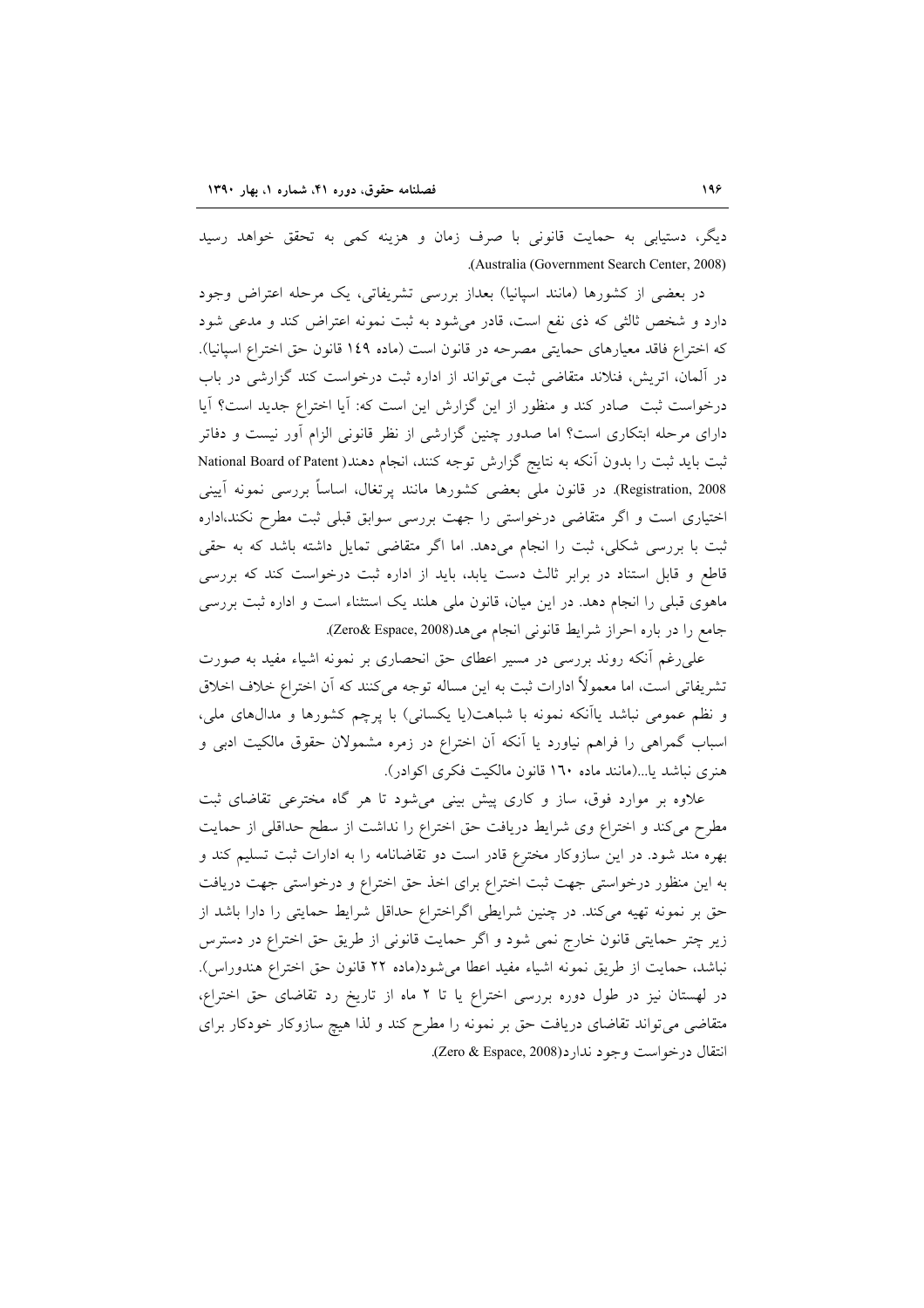دیگر، دستیابی به حمایت قانونی با صرف زمان و هزینه کمی به تحقق خواهد رسید (Australia (Government Search Center, 2008).

در بعضی از کشورها (مانند اسپانیا) بعداز بررسی تشریفاتی، یک مرحله اعتراض وجود دارد و شخص ثالثی که ذی نفع است، قادر می‌شود به ثبت نمونه اعتراض کند و مدعی شود که اختراع فاقد معیارهای حمایتی مصرحه در قانون است (ماده ۱۴۹ قانون حق اختراع اسپانیا). در آلمان، اتریش، فنلاند متقاضی ثبت می‌تواند از اداره ثبت درخواست کند گزارشی در باب درخواست ثبت صادر کند و منظور از این گزارش این است که: آیا اختراع جدید است؟ آیا دارای مرحله ابتکاری است؟ اما صدور چنین گزارشی از نظر قانونی الزام آور نیست و دفاتر ثبت باید ثبت را بدون آنکه به نتایج گزارش توجه کنند، انجام دهند( National Board of Patent Registration, 2008). در قانون ملی بعضی کشورها مانند پرتغال، اساساً بررسی نمونه آیینی اختیاری است و اگر متقاضی درخواستی را جهت بررسی سوابق قبلی ثبت مطرح نکند،اداره ثبت با بررسی شکلی، ثبت را انجام می‌دهد. اما اگر متقاضی تمایل داشته باشد که به حقی قاطع و قابل استناد در برابر ثالث دست یابد، باید از اداره ثبت درخواست کند که بررسی ماهوی قبلی را انجام دهد. در این میان، قانون ملی هلند یک استثناء است و اداره ثبت بررسی جامع را در باره احراز شرایط قانونی انجام می‌هد(Zero& Espace, 2008).

علی‌رغم آنکه روند بررسی در مسیر اعطای حق انحصاری بر نمونه اشیاء مفید به صورت تشریفاتی است، اما معمولاً ادارات ثبت به این مساله توجه می‌کنند که آن اختراع خلاف اخلاق و نظم عمومی نباشد یاآنکه نمونه با شباهت(یا یکسانی) با پرچم کشورها و مدال‌های ملی، اسباب گمراهی را فراهم نیاورد یا آنکه آن اختراع در زمره مشمولان حقوق مالکیت ادبی و هنری نباشد یا...(مانند ماده ١٦٠ قانون مالکیت فکری اکوادر).

علاوه بر موارد فوق، ساز و کاری پیش بینی می‌شود تا هر گاه مخترعی تقاضای ثبت مطرح می‌کند و اختراع وی شرایط دریافت حق اختراع را نداشت از سطح حداقلی از حمایت بهره مند شود. در این سازوکار مخترع قادر است دو تقاضانامه را به ادارات ثبت تسلیم کند و به این منظور درخواستی جهت ثبت اختراع برای اخذ حق اختراع و درخواستی جهت دریافت حق بر نمونه تهیه می‌کند. در چنین شرایطی اگراختراع حداقل شرایط حمایتی را دارا باشد از زیر چتر حمایتی قانون خارج نمی شود و اگر حمایت قانونی از طریق حق اختراع در دسترس نباشد، حمایت از طریق نمونه اشیاء مفید اعطا می‌شود(ماده ۲۲ قانون حق اختراع هندوراس). در لهستان نیز در طول دوره بررسی اختراع یا تا ۲ ماه از تاریخ رد تقاضای حق اختراع، متقاضی می‌تواند تقاضای دریافت حق بر نمونه را مطرح کند و لذا هیچ سازوکار خودکار برای انتقال درخواست وجود ندارد(Zero & Espace, 2008).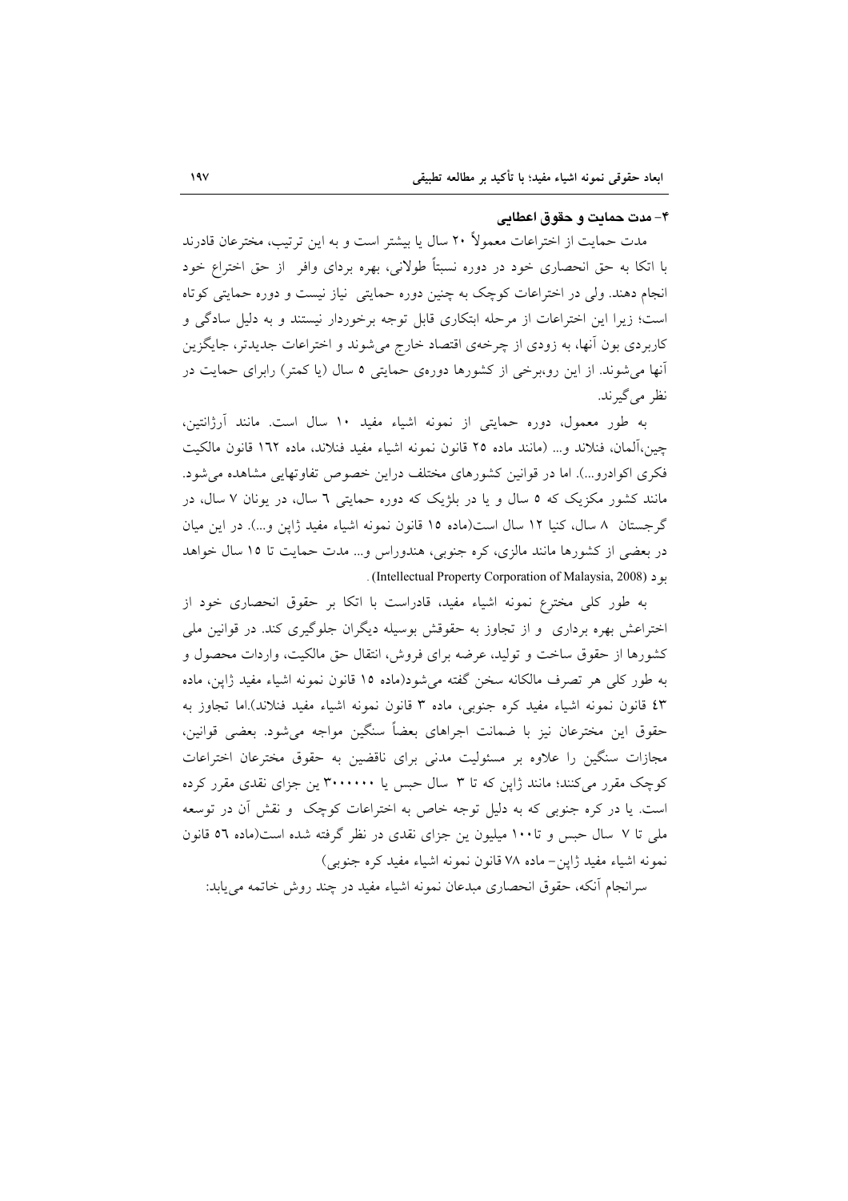### ۴- مدت حمایت و حقوق اعطایی

مدت حمایت از اختراعات معمولاً ۲۰ سال یا بیشتر است و به این ترتیب، مخترعان قادرند با اتکا به حق انحصاری خود در دوره نسبتاً طولانی، بهره بردای وافر از حق اختراع خود انجام دهند. ولی در اختراعات کوچک به چنین دوره حمایتی نیاز نیست و دوره حمایتی کوتاه است؛ زیرا این اختراعات از مرحله ابتکاری قابل توجه برخوردار نیستند و به دلیل سادگی و کاربردی بون آنها، به زودی از چرخه‌ی اقتصاد خارج می‌شوند و اختراعات جدیدتر، جایگزین آنها می‌شوند. از این رو،برخی از کشورها دوره‌ی حمایتی ۵ سال (یا کمتر) رابرای حمایت در نظر می‌گیرند.

به طور معمول، دوره حمایتی از نمونه اشیاء مفید ۱۰ سال است. مانند آرژانتین، چین،آلمان، فنلاند و... (مانند ماده ۲۵ قانون نمونه اشیاء مفید فنلاند، ماده ۱٦۲ قانون مالکیت فکری اکوادرو...). اما در قوانین کشورهای مختلف دراین خصوص تفاوتهایی مشاهده می‌شود. مانند کشور مکزیک که ۵ سال و یا در بلژیک که دوره حمایتی ٦ سال، در یونان ۷ سال، در گرجستان ۸ سال، کنیا ۱۲ سال است(ماده ۱۵ قانون نمونه اشیاء مفید ژاپن و...). در این میان در بعضی از کشورها مانند مالزی، کره جنوبی، هندوراس و... مدت حمایت تا ۱۵ سال خواهد بود (Intellectual Property Corporation of Malaysia, 2008) .

به طور کلی مخترع نمونه اشیاء مفید، قادراست با اتکا بر حقوق انحصاری خود از اختراعش بهره برداری و از تجاوز به حقوقش بوسیله دیگران جلوگیری کند. در قوانین ملی کشورها از حقوق ساخت و تولید، عرضه برای فروش، انتقال حق مالکیت، واردات محصول و به طور کلی هر تصرف مالکانه سخن گفته می‌شود(ماده ۱۵ قانون نمونه اشیاء مفید ژاپن، ماده ٤۳ قانون نمونه اشیاء مفید کره جنوبی، ماده ۳ قانون نمونه اشیاء مفید فنلاند).اما تجاوز به حقوق این مخترعان نیز با ضمانت اجراهای بعضاً سنگین مواجه می‌شود. بعضی قوانین، مجازات سنگین را علاوه بر مسئولیت مدنی برای ناقضین به حقوق مخترعان اختراعات کوچک مقرر می‌کنند؛ مانند ژاپن که تا ۳ سال حبس یا ۳۰۰۰۰۰۰ ین جزای نقدی مقرر کرده است. یا در کره جنوبی که به دلیل توجه خاص به اختراعات کوچک و نقش آن در توسعه ملی تا ۷ سال حبس و تا۱۰۰ میلیون ین جزای نقدی در نظر گرفته شده است(ماده ٥٦ قانون نمونه اشیاء مفید ژاپن- ماده ۷۸ قانون نمونه اشیاء مفید کره جنوبی)

سرانجام آنکه، حقوق انحصاری مبدعان نمونه اشیاء مفید در چند روش خاتمه می‌یابد: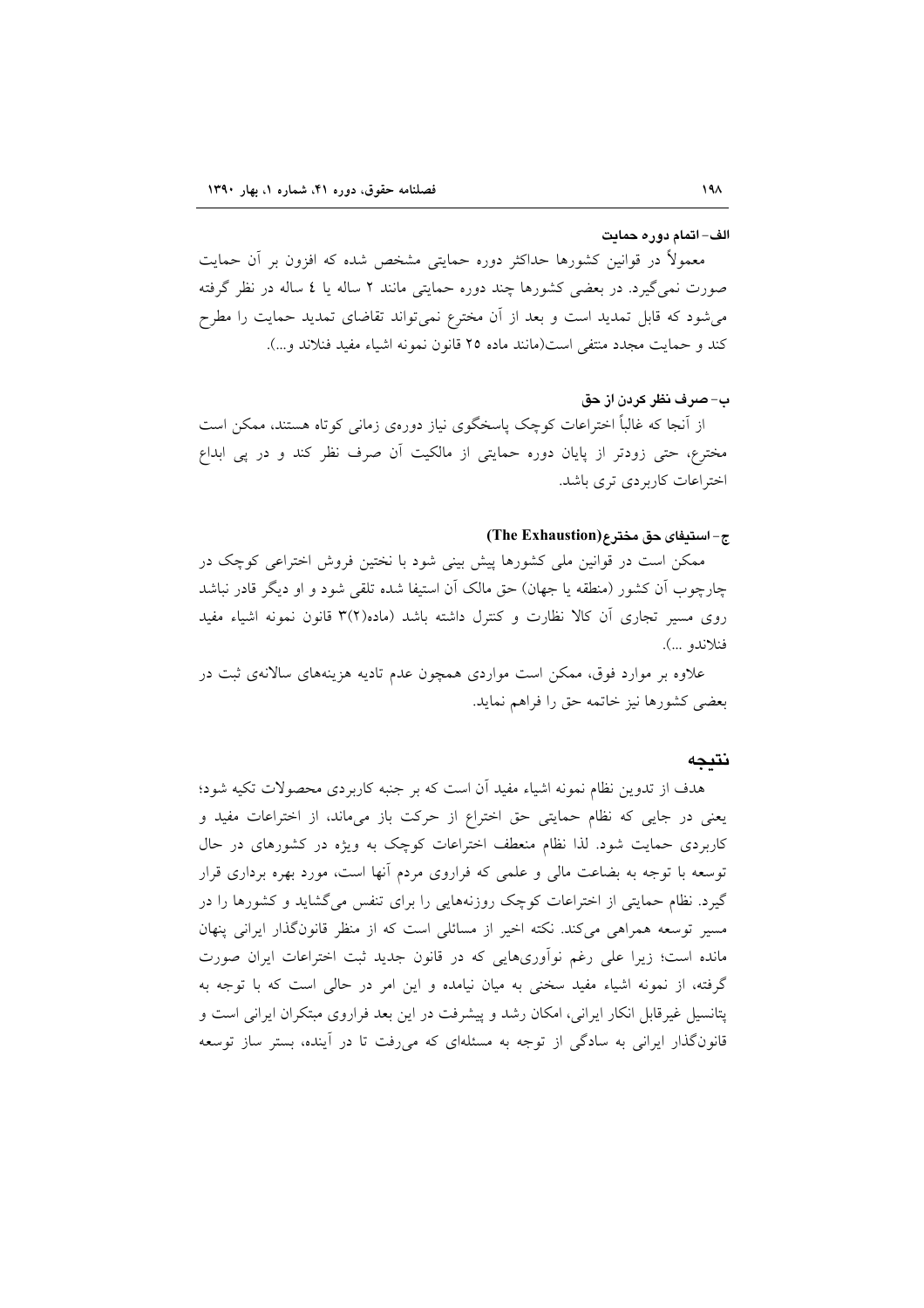#### الف- اتمام دوره حمایت

معمولاً در قوانین کشورها حداکثر دوره حمایتی مشخص شده که افزون بر آن حمایت صورت نمی‌گیرد. در بعضی کشورها چند دوره حمایتی مانند ۲ ساله یا ٤ ساله در نظر گرفته می‌شود که قابل تمدید است و بعد از آن مخترع نمی‌تواند تقاضای تمدید حمایت را مطرح کند و حمایت مجدد منتفی است(مانند ماده ۲۵ قانون نمونه اشیاء مفید فنلاند و...).

#### ب- صرف نظر کردن از حق

از آنجا که غالباً اختراعات کوچک پاسخگوی نیاز دوره‌ی زمانی کوتاه هستند، ممکن است مخترع، حتی زودتر از پایان دوره حمایتی از مالکیت آن صرف نظر کند و در پی ابداع اختراعات کاربردی تری باشد.

#### ج- استیفای حق مخترع(The Exhaustion)

ممکن است در قوانین ملی کشورها پیش بینی شود با نختین فروش اختراعی کوچک در چارچوب آن کشور (منطقه یا جهان) حق مالک آن استیفا شده تلقی شود و او دیگر قادر نباشد روی مسیر تجاری آن کالا نظارت و کنترل داشته باشد (ماده(۲)۳ قانون نمونه اشیاء مفید فنلاندو ...).

علاوه بر موارد فوق، ممکن است مواردی همچون عدم تادیه هزینه‌های سالانه‌ی ثبت در بعضی کشورها نیز خاتمه حق را فراهم نماید.

## نتیجه

هدف از تدوین نظام نمونه اشیاء مفید آن است که بر جنبه کاربردی محصولات تکیه شود؛ یعنی در جایی که نظام حمایتی حق اختراع از حرکت باز می‌ماند، از اختراعات مفید و کاربردی حمایت شود. لذا نظام منعطف اختراعات کوچک به ویژه در کشورهای در حال توسعه با توجه به بضاعت مالی و علمی که فراروی مردم آنها است، مورد بهره برداری قرار گیرد. نظام حمایتی از اختراعات کوچک روزنه‌هایی را برای تنفس می‌گشاید و کشورها را در مسیر توسعه همراهی می‌کند. نکته اخیر از مسائلی است که از منظر قانونگذار ایرانی پنهان مانده است؛ زیرا علی رغم نوآوری‌هایی که در قانون جدید ثبت اختراعات ایران صورت گرفته، از نمونه اشیاء مفید سخنی به میان نیامده و این امر در حالی است که با توجه به پتانسیل غیرقابل انکار ایرانی، امکان رشد و پیشرفت در این بعد فراروی مبتکران ایرانی است و قانونگذار ایرانی به سادگی از توجه به مسئله‌ای که می‌رفت تا در آینده، بستر ساز توسعه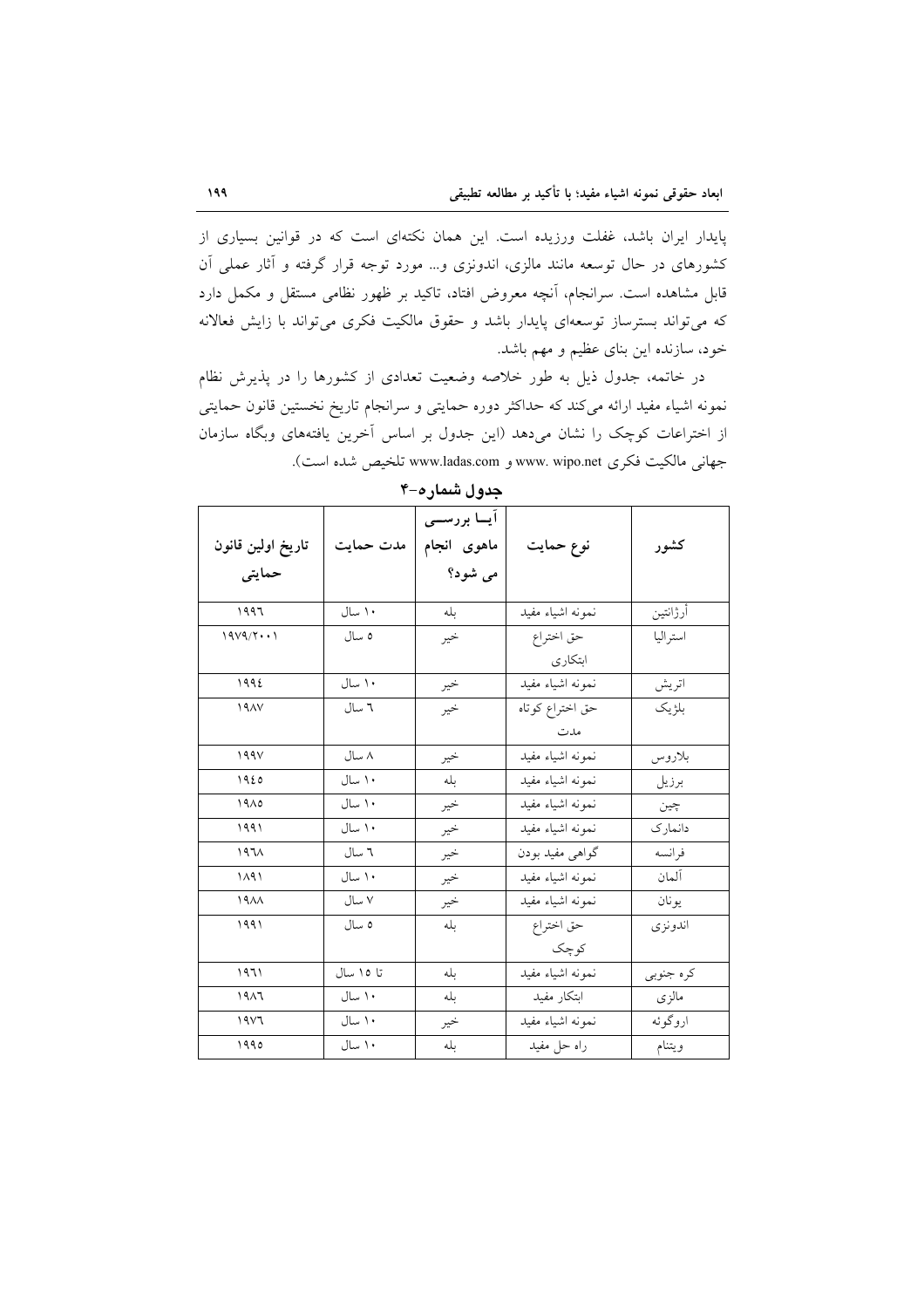پایدار ایران باشد، غفلت ورزیده است. این همان نکته‌ای است که در قوانین بسیاری از کشورهای در حال توسعه مانند مالزی، اندونزی و... مورد توجه قرار گرفته و آثار عملی آن قابل مشاهده است. سرانجام، آنچه معروض افتاد، تاکید بر ظهور نظامی مستقل و مکمل دارد که می‌تواند بسترساز توسعه‌ای پایدار باشد و حقوق مالکیت فکری می‌تواند با زایش فعالانه خود، سازنده این بنای عظیم و مهم باشد.

در خاتمه، جدول ذیل به طور خلاصه وضعیت تعدادی از کشورها را در پذیرش نظام نمونه اشیاء مفید ارائه می‌کند که حداکثر دوره حمایتی و سرانجام تاریخ نخستین قانون حمایتی از اختراعات کوچک را نشان می‌دهد (این جدول بر اساس آخرین یافته‌های وبگاه سازمان جهانی مالکیت فکری www. wipo.net و www.ladas.com تلخیص شده است).

**جدول شماره-۴**

| کشور | نوع حمایت | آیا بررسی ماهوی انجام می شود؟ | مدت حمایت | تاریخ اولین قانون حمایتی |
|---|---|---|---|---|
| آرژانتین | نمونه اشیاء مفید | بله | ۱۰ سال | ۱۹۹٦ |
| استرالیا | حق اختراع ابتکاری | خیر | ۵ سال | ۱۹۷۹/۲۰۰۱ |
| اتریش | نمونه اشیاء مفید | خیر | ۱۰ سال | ۱۹۹٤ |
| بلژیک | حق اختراع کوتاه مدت | خیر | ٦ سال | ۱۹۸۷ |
| بلاروس | نمونه اشیاء مفید | خیر | ۸ سال | ۱۹۹۷ |
| برزیل | نمونه اشیاء مفید | بله | ۱۰ سال | ۱۹٤٥ |
| چین | نمونه اشیاء مفید | خیر | ۱۰ سال | ۱۹۸٥ |
| دانمارک | نمونه اشیاء مفید | خیر | ۱۰ سال | ۱۹۹۱ |
| فرانسه | گواهی مفید بودن | خیر | ٦ سال | ۱۹٦۸ |
| آلمان | نمونه اشیاء مفید | خیر | ۱۰ سال | ۱۸۹۱ |
| یونان | نمونه اشیاء مفید | خیر | ۷ سال | ۱۹۸۸ |
| اندونزی | حق اختراع کوچک | بله | ۵ سال | ۱۹۹۱ |
| کره جنوبی | نمونه اشیاء مفید | بله | تا ۱۵ سال | ۱۹٦۱ |
| مالزی | ابتکار مفید | بله | ۱۰ سال | ۱۹۸٦ |
| اروگوئه | نمونه اشیاء مفید | خیر | ۱۰ سال | ۱۹۷٦ |
| ویتنام | راه حل مفید | بله | ۱۰ سال | ۱۹۹٥ |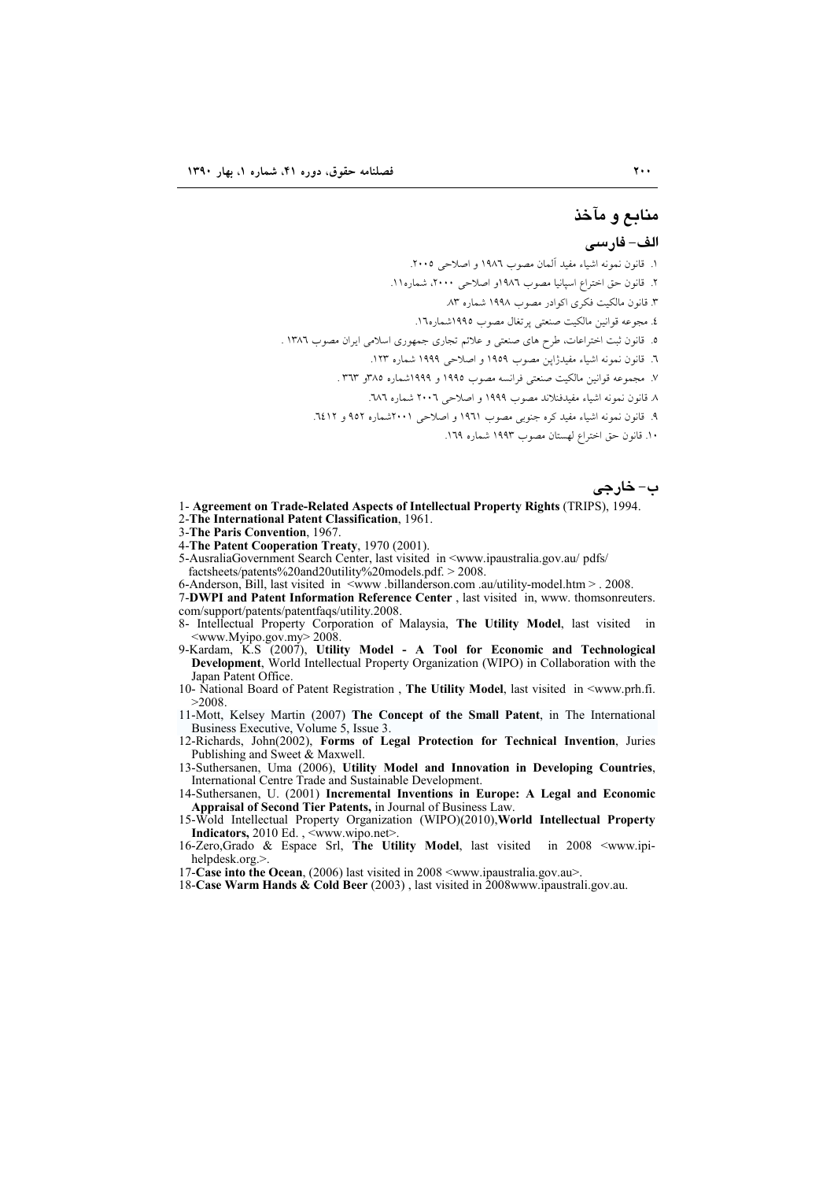## منابع و مآخذ

### الف- فارسی

۱. قانون نمونه اشیاء مفید آلمان مصوب ۱۹۸٦ و اصلاحی ۲۰۰۵.

۲. قانون حق اختراع اسپانیا مصوب ۱۹۸٦و اصلاحی ۲۰۰۰، شماره۱۱.

۳. قانون مالکیت فکری اکوادر مصوب ۱۹۹۸ شماره ۸۳.

٤. مجوعه قوانین مالکیت صنعتی پرتغال مصوب ۱۹۹۵شماره۱٦.

٥. قانون ثبت اختراعات، طرح های صنعتی و علائم تجاری جمهوری اسلامی ایران مصوب ۱۳۸٦ .

٦. قانون نمونه اشیاء مفیدژاپن مصوب ۱۹٥۹ و اصلاحی ۱۹۹۹ شماره ۱۲۳.

۷. مجموعه قوانین مالکیت صنعتی فرانسه مصوب ۱۹۹٥ و ۱۹۹۹شماره ۳۸٥و ۳٦۳ .

۸. قانون نمونه اشیاء مفیدفنلاند مصوب ۱۹۹۹ و اصلاحی ۲۰۰٦ شماره ٦۸٦.

۹. قانون نمونه اشیاء مفید کره جنوبی مصوب ۱۹٦۱ و اصلاحی ۲۰۰۱شماره ۹٥۲ و ٦٤۱۲.

۱۰. قانون حق اختراع لهستان مصوب ۱۹۹۳ شماره ۱٦۹.

### ب- خارجی

1- **Agreement on Trade-Related Aspects of Intellectual Property Rights** (TRIPS), 1994.

2-**The International Patent Classification**, 1961.

3-**The Paris Convention**, 1967.

4-**The Patent Cooperation Treaty**, 1970 (2001).

5-AusraliaGovernment Search Center, last visited in <www.ipaustralia.gov.au/ pdfs/ factsheets/patents%20and20utility%20models.pdf. > 2008.

6-Anderson, Bill, last visited in <www .billanderson.com .au/utility-model.htm > . 2008.

7-**DWPI and Patent Information Reference Center** , last visited in, www. thomsonreuters. com/support/patents/patentfaqs/utility.2008.

8- Intellectual Property Corporation of Malaysia, **The Utility Model**, last visited in <www.Myipo.gov.my> 2008.

9-Kardam, K.S (2007), **Utility Model - A Tool for Economic and Technological Development**, World Intellectual Property Organization (WIPO) in Collaboration with the Japan Patent Office.

10- National Board of Patent Registration , **The Utility Model**, last visited in <www.prh.fi. >2008.

11-Mott, Kelsey Martin (2007) **The Concept of the Small Patent**, in The International Business Executive, Volume 5, Issue 3.

12-Richards, John(2002), **Forms of Legal Protection for Technical Invention**, Juries Publishing and Sweet & Maxwell.

13-Suthersanen, Uma (2006), **Utility Model and Innovation in Developing Countries**, International Centre Trade and Sustainable Development.

14-Suthersanen, U. (2001) **Incremental Inventions in Europe: A Legal and Economic Appraisal of Second Tier Patents,** in Journal of Business Law.

15-Wold Intellectual Property Organization (WIPO)(2010),**World Intellectual Property Indicators,** 2010 Ed. , <www.wipo.net>.

16-Zero,Grado & Espace Srl, **The Utility Model**, last visited in 2008 <www.ipi-helpdesk.org.>.

17-**Case into the Ocean**, (2006) last visited in 2008 <www.ipaustralia.gov.au>.

18-**Case Warm Hands & Cold Beer** (2003) , last visited in 2008www.ipaustrali.gov.au.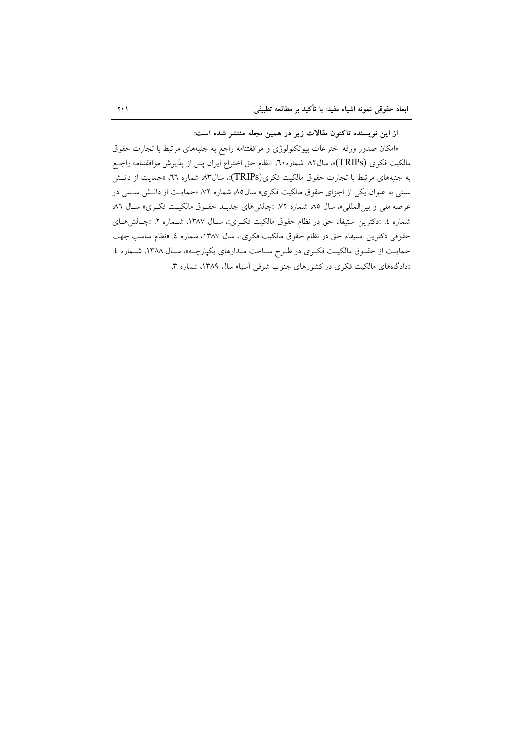**از این نویسنده تاکنون مقالات زیر در همین مجله منتشر شده است:**

«امکان صدور ورقه اختراعات بیوتکنولوژی و موافقتنامه راجع به جنبه‌های مرتبط با تجارت حقوق مالکیت فکری (TRIPs)»، سال۸۲ شماره ۶۰، «نظام حق اختراع ایران پس از پذیرش موافقتنامه راجع به جنبه‌های مرتبط با تجارت حقوق مالکیت فکری(TRIPs)»، سال۸۳، شماره ۶۶، «حمایت از دانش سنتی به عنوان یکی از اجزای حقوق مالکیت فکری» سال۸۵، شماره ۷۲، «حمایت از دانش سنتی در عرصه ملی و بین‌المللی»، سال ۸۵، شماره ۷۲. «چالش‌های جدید حقوق مالکیت فکری» سال ۸۶، شماره ٤. «دکترین استیفاء حق در نظام حقوق مالکیت فکری»، سال ۱۳۸۷، شماره ۲. «چالش‌های حقوقی دکترین استیفاء حق در نظام حقوق مالکیت فکری»، سال ۱۳۸۷، شماره ٤. «نظام مناسب جهت حمایت از حقوق مالکیت فکری در طرح ساخت مدارهای یکپارچه»، سال ۱۳۸۸، شماره ٤. «دادگاه‌های مالکیت فکری در کشورهای جنوب شرقی آسیا» سال ۱۳۸۹، شماره ۳.